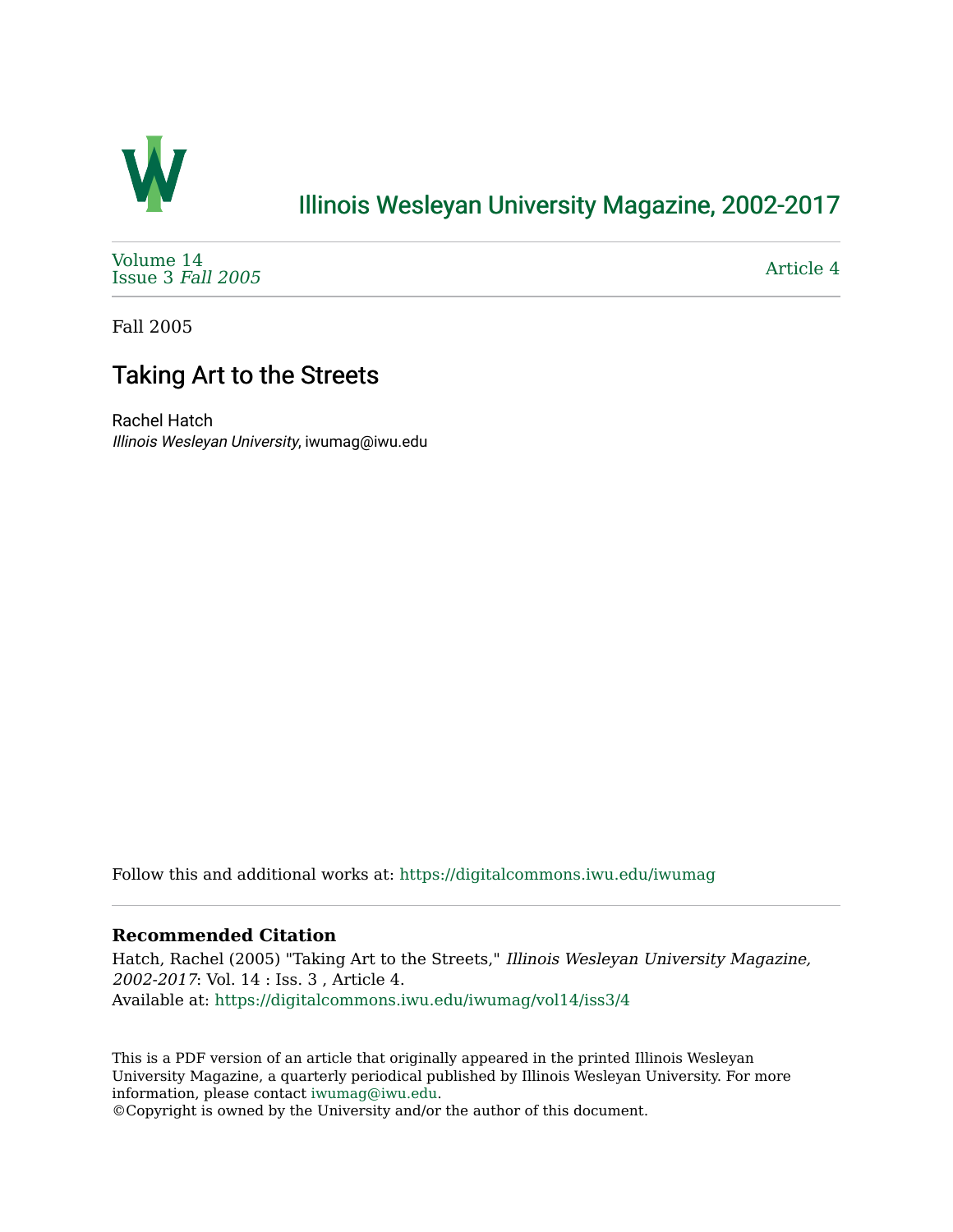# Illinois Wesleyan University Magazine, 2002-2017

Volume 14
Issue 3 *Fall 2005*

Article 4

Fall 2005

## Taking Art to the Streets

Rachel Hatch
*Illinois Wesleyan University*, iwumag@iwu.edu

Follow this and additional works at: https://digitalcommons.iwu.edu/iwumag

**Recommended Citation**

Hatch, Rachel (2005) "Taking Art to the Streets," *Illinois Wesleyan University Magazine, 2002-2017*: Vol. 14 : Iss. 3 , Article 4.
Available at: https://digitalcommons.iwu.edu/iwumag/vol14/iss3/4

This is a PDF version of an article that originally appeared in the printed Illinois Wesleyan University Magazine, a quarterly periodical published by Illinois Wesleyan University. For more information, please contact iwumag@iwu.edu.
©Copyright is owned by the University and/or the author of this document.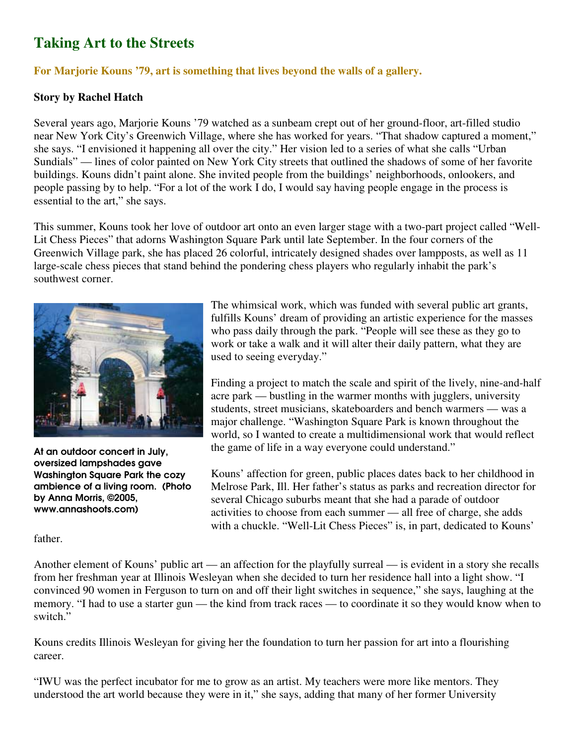# Taking Art to the Streets

**For Marjorie Kouns '79, art is something that lives beyond the walls of a gallery.**

**Story by Rachel Hatch**

Several years ago, Marjorie Kouns '79 watched as a sunbeam crept out of her ground-floor, art-filled studio near New York City's Greenwich Village, where she has worked for years. "That shadow captured a moment," she says. "I envisioned it happening all over the city." Her vision led to a series of what she calls "Urban Sundials" — lines of color painted on New York City streets that outlined the shadows of some of her favorite buildings. Kouns didn't paint alone. She invited people from the buildings' neighborhoods, onlookers, and people passing by to help. "For a lot of the work I do, I would say having people engage in the process is essential to the art," she says.

This summer, Kouns took her love of outdoor art onto an even larger stage with a two-part project called "Well-Lit Chess Pieces" that adorns Washington Square Park until late September. In the four corners of the Greenwich Village park, she has placed 26 colorful, intricately designed shades over lampposts, as well as 11 large-scale chess pieces that stand behind the pondering chess players who regularly inhabit the park's southwest corner.

At an outdoor concert in July, oversized lampshades gave Washington Square Park the cozy ambience of a living room. (Photo by Anna Morris, ©2005, www.annashoots.com)

The whimsical work, which was funded with several public art grants, fulfills Kouns' dream of providing an artistic experience for the masses who pass daily through the park. "People will see these as they go to work or take a walk and it will alter their daily pattern, what they are used to seeing everyday."

Finding a project to match the scale and spirit of the lively, nine-and-half acre park — bustling in the warmer months with jugglers, university students, street musicians, skateboarders and bench warmers — was a major challenge. "Washington Square Park is known throughout the world, so I wanted to create a multidimensional work that would reflect the game of life in a way everyone could understand."

Kouns' affection for green, public places dates back to her childhood in Melrose Park, Ill. Her father's status as parks and recreation director for several Chicago suburbs meant that she had a parade of outdoor activities to choose from each summer — all free of charge, she adds with a chuckle. "Well-Lit Chess Pieces" is, in part, dedicated to Kouns' father.

Another element of Kouns' public art — an affection for the playfully surreal — is evident in a story she recalls from her freshman year at Illinois Wesleyan when she decided to turn her residence hall into a light show. "I convinced 90 women in Ferguson to turn on and off their light switches in sequence," she says, laughing at the memory. "I had to use a starter gun — the kind from track races — to coordinate it so they would know when to switch."

Kouns credits Illinois Wesleyan for giving her the foundation to turn her passion for art into a flourishing career.

"IWU was the perfect incubator for me to grow as an artist. My teachers were more like mentors. They understood the art world because they were in it," she says, adding that many of her former University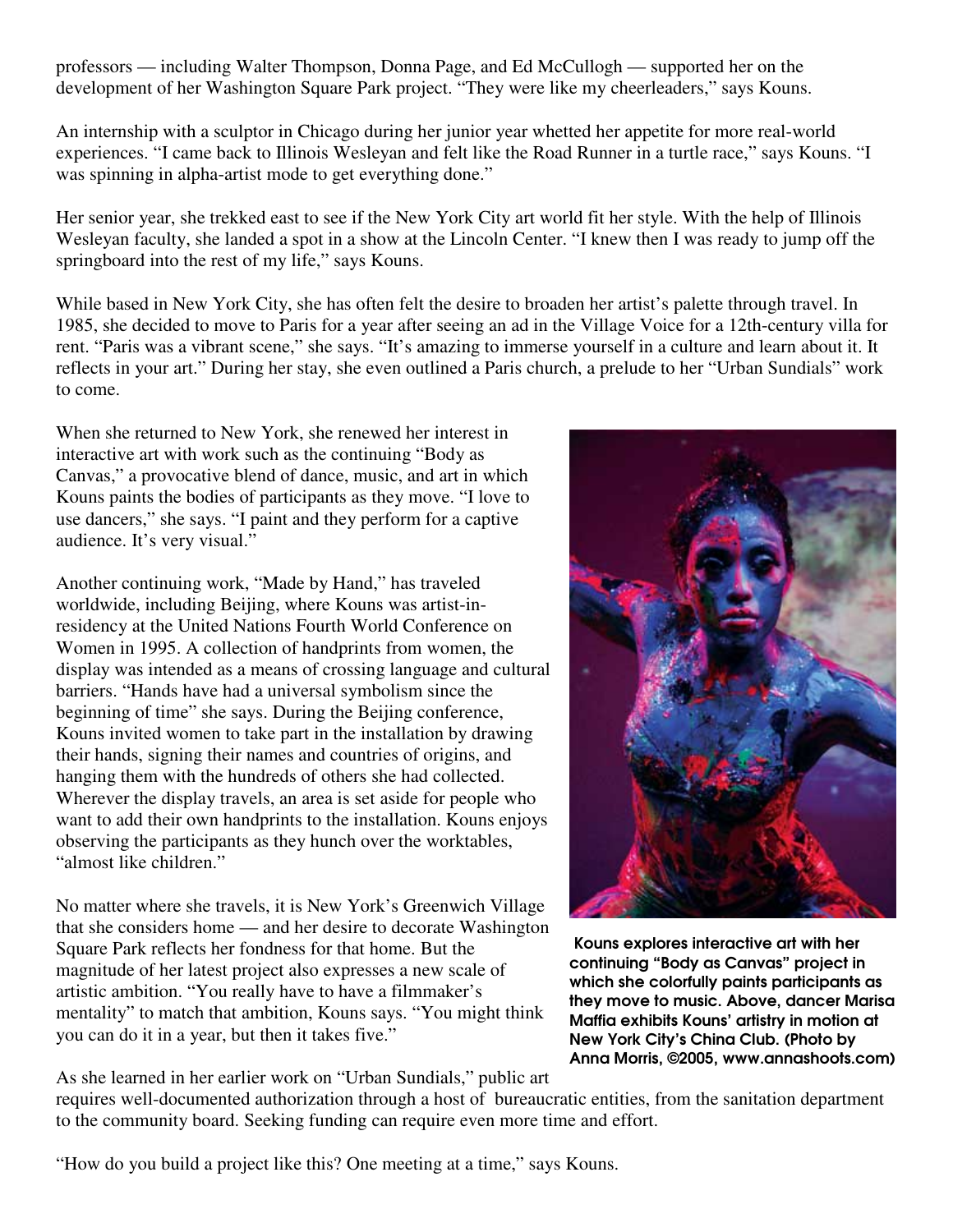professors — including Walter Thompson, Donna Page, and Ed McCullogh — supported her on the development of her Washington Square Park project. "They were like my cheerleaders," says Kouns.

An internship with a sculptor in Chicago during her junior year whetted her appetite for more real-world experiences. "I came back to Illinois Wesleyan and felt like the Road Runner in a turtle race," says Kouns. "I was spinning in alpha-artist mode to get everything done."

Her senior year, she trekked east to see if the New York City art world fit her style. With the help of Illinois Wesleyan faculty, she landed a spot in a show at the Lincoln Center. "I knew then I was ready to jump off the springboard into the rest of my life," says Kouns.

While based in New York City, she has often felt the desire to broaden her artist's palette through travel. In 1985, she decided to move to Paris for a year after seeing an ad in the Village Voice for a 12th-century villa for rent. "Paris was a vibrant scene," she says. "It's amazing to immerse yourself in a culture and learn about it. It reflects in your art." During her stay, she even outlined a Paris church, a prelude to her "Urban Sundials" work to come.

When she returned to New York, she renewed her interest in interactive art with work such as the continuing "Body as Canvas," a provocative blend of dance, music, and art in which Kouns paints the bodies of participants as they move. "I love to use dancers," she says. "I paint and they perform for a captive audience. It's very visual."

Another continuing work, "Made by Hand," has traveled worldwide, including Beijing, where Kouns was artist-in-residency at the United Nations Fourth World Conference on Women in 1995. A collection of handprints from women, the display was intended as a means of crossing language and cultural barriers. "Hands have had a universal symbolism since the beginning of time" she says. During the Beijing conference, Kouns invited women to take part in the installation by drawing their hands, signing their names and countries of origins, and hanging them with the hundreds of others she had collected. Wherever the display travels, an area is set aside for people who want to add their own handprints to the installation. Kouns enjoys observing the participants as they hunch over the worktables, "almost like children."

No matter where she travels, it is New York's Greenwich Village that she considers home — and her desire to decorate Washington Square Park reflects her fondness for that home. But the magnitude of her latest project also expresses a new scale of artistic ambition. "You really have to have a filmmaker's mentality" to match that ambition, Kouns says. "You might think you can do it in a year, but then it takes five."

**Kouns explores interactive art with her continuing "Body as Canvas" project in which she colorfully paints participants as they move to music. Above, dancer Marisa Maffia exhibits Kouns' artistry in motion at New York City's China Club. (Photo by Anna Morris, ©2005, www.annashoots.com)**

As she learned in her earlier work on "Urban Sundials," public art requires well-documented authorization through a host of bureaucratic entities, from the sanitation department to the community board. Seeking funding can require even more time and effort.

"How do you build a project like this? One meeting at a time," says Kouns.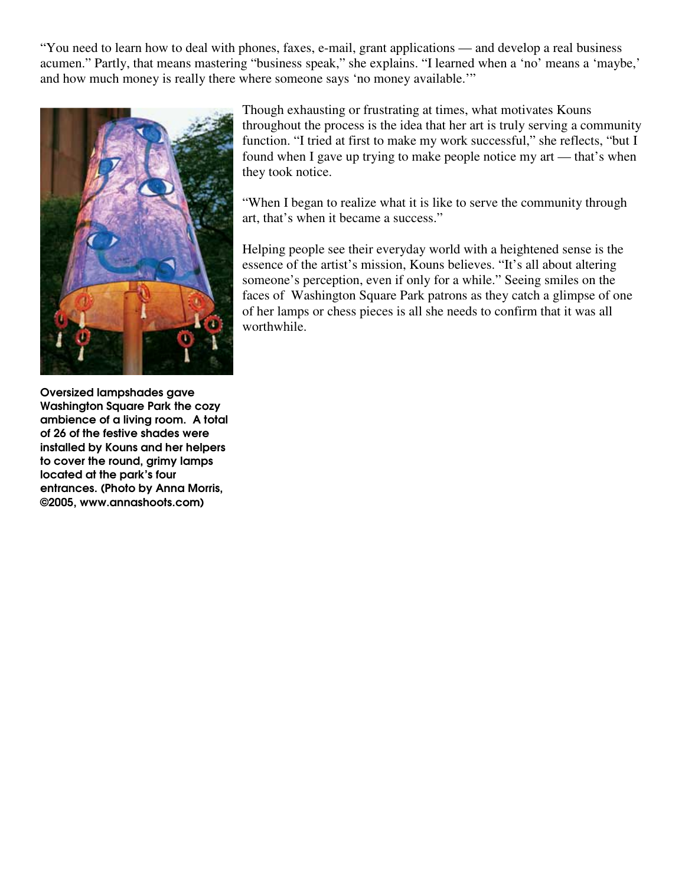"You need to learn how to deal with phones, faxes, e-mail, grant applications — and develop a real business acumen." Partly, that means mastering "business speak," she explains. "I learned when a 'no' means a 'maybe,' and how much money is really there where someone says 'no money available.'"

**Oversized lampshades gave Washington Square Park the cozy ambience of a living room. A total of 26 of the festive shades were installed by Kouns and her helpers to cover the round, grimy lamps located at the park's four entrances. (Photo by Anna Morris, ©2005, www.annashoots.com)**

Though exhausting or frustrating at times, what motivates Kouns throughout the process is the idea that her art is truly serving a community function. "I tried at first to make my work successful," she reflects, "but I found when I gave up trying to make people notice my art — that's when they took notice.

"When I began to realize what it is like to serve the community through art, that's when it became a success."

Helping people see their everyday world with a heightened sense is the essence of the artist's mission, Kouns believes. "It's all about altering someone's perception, even if only for a while." Seeing smiles on the faces of Washington Square Park patrons as they catch a glimpse of one of her lamps or chess pieces is all she needs to confirm that it was all worthwhile.